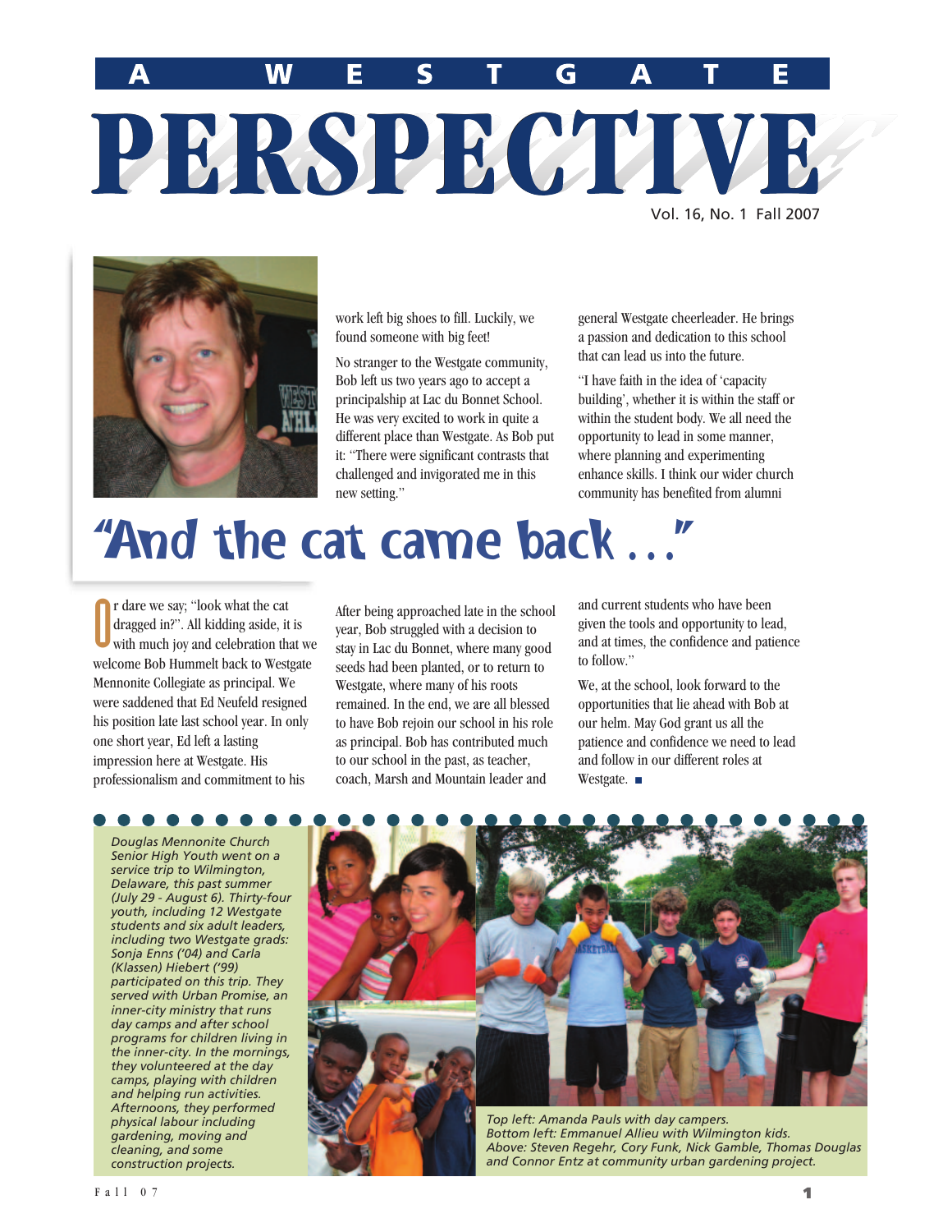# A WESTGATE PERSPECTIVE

Vol. 16, No. 1 Fall 2007

## "And the cat came back …"

Or dare we say; "look what the cat dragged in?". All kidding aside, it is with much joy and celebration that we welcome Bob Hummelt back to Westgate Mennonite Collegiate as principal. We were saddened that Ed Neufeld resigned his position late last school year. In only one short year, Ed left a lasting impression here at Westgate. His professionalism and commitment to his work left big shoes to fill. Luckily, we found someone with big feet!

No stranger to the Westgate community, Bob left us two years ago to accept a principalship at Lac du Bonnet School. He was very excited to work in quite a different place than Westgate. As Bob put it: "There were significant contrasts that challenged and invigorated me in this new setting."

After being approached late in the school year, Bob struggled with a decision to stay in Lac du Bonnet, where many good seeds had been planted, or to return to Westgate, where many of his roots remained. In the end, we are all blessed to have Bob rejoin our school in his role as principal. Bob has contributed much to our school in the past, as teacher, coach, Marsh and Mountain leader and general Westgate cheerleader. He brings a passion and dedication to this school that can lead us into the future.

"I have faith in the idea of 'capacity building', whether it is within the staff or within the student body. We all need the opportunity to lead in some manner, where planning and experimenting enhance skills. I think our wider church community has benefited from alumni and current students who have been given the tools and opportunity to lead, and at times, the confidence and patience to follow."

We, at the school, look forward to the opportunities that lie ahead with Bob at our helm. May God grant us all the patience and confidence we need to lead and follow in our different roles at Westgate. ■

---

*Douglas Mennonite Church Senior High Youth went on a service trip to Wilmington, Delaware, this past summer (July 29 - August 6). Thirty-four youth, including 12 Westgate students and six adult leaders, including two Westgate grads: Sonja Enns ('04) and Carla (Klassen) Hiebert ('99) participated on this trip. They served with Urban Promise, an inner-city ministry that runs day camps and after school programs for children living in the inner-city. In the mornings, they volunteered at the day camps, playing with children and helping run activities. Afternoons, they performed physical labour including gardening, moving and cleaning, and some construction projects.*

*Top left: Amanda Pauls with day campers.*
*Bottom left: Emmanuel Allieu with Wilmington kids.*
*Above: Steven Regehr, Cory Funk, Nick Gamble, Thomas Douglas and Connor Entz at community urban gardening project.*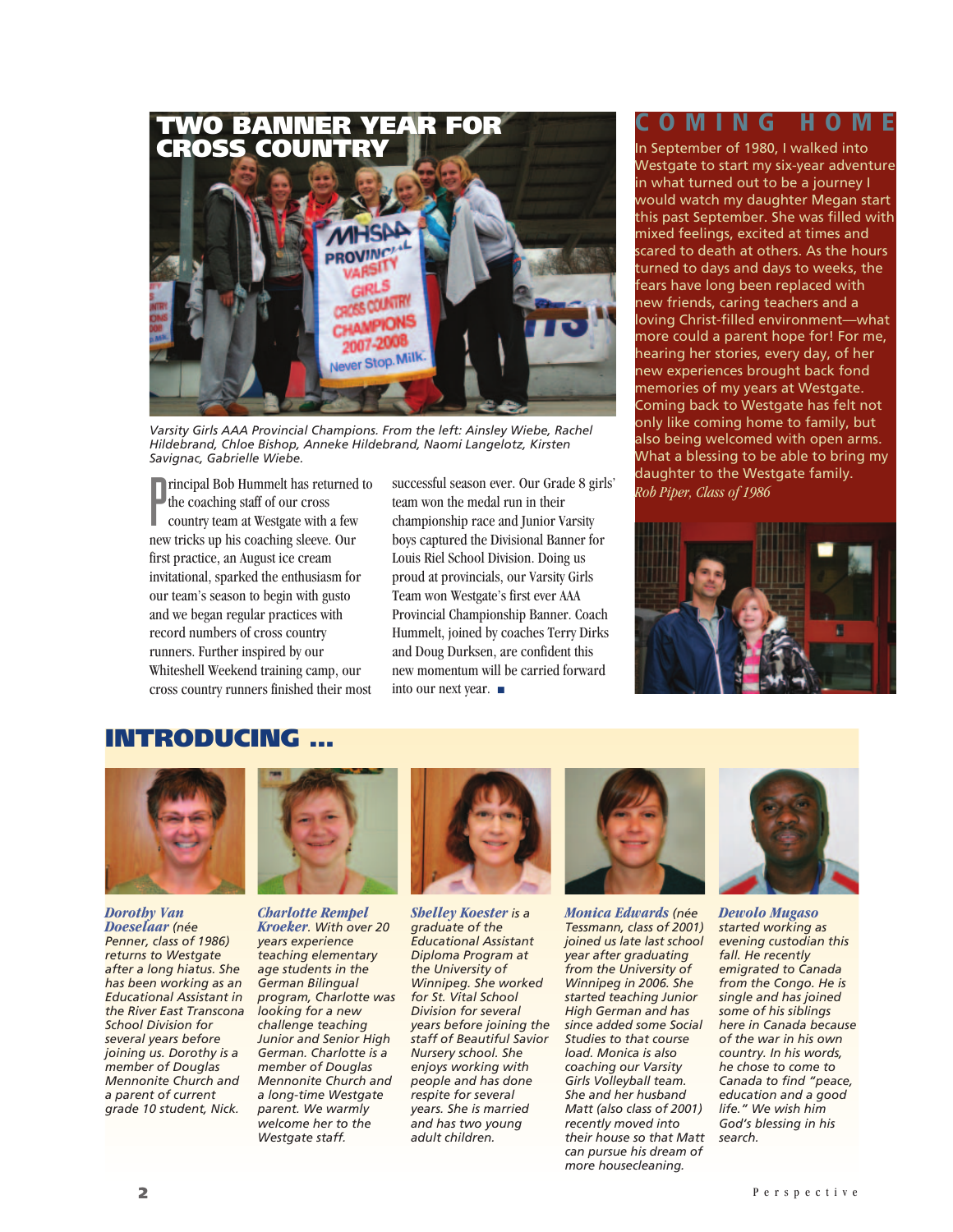## TWO BANNER YEAR FOR CROSS COUNTRY

*Varsity Girls AAA Provincial Champions. From the left: Ainsley Wiebe, Rachel Hildebrand, Chloe Bishop, Anneke Hildebrand, Naomi Langelotz, Kirsten Savignac, Gabrielle Wiebe.*

Principal Bob Hummelt has returned to the coaching staff of our cross country team at Westgate with a few new tricks up his coaching sleeve. Our first practice, an August ice cream invitational, sparked the enthusiasm for our team's season to begin with gusto and we began regular practices with record numbers of cross country runners. Further inspired by our Whiteshell Weekend training camp, our cross country runners finished their most successful season ever. Our Grade 8 girls' team won the medal run in their championship race and Junior Varsity boys captured the Divisional Banner for Louis Riel School Division. Doing us proud at provincials, our Varsity Girls Team won Westgate's first ever AAA Provincial Championship Banner. Coach Hummelt, joined by coaches Terry Dirks and Doug Durksen, are confident this new momentum will be carried forward into our next year. ■

## COMING HOME

In September of 1980, I walked into Westgate to start my six-year adventure in what turned out to be a journey I would watch my daughter Megan start this past September. She was filled with mixed feelings, excited at times and scared to death at others. As the hours turned to days and days to weeks, the fears have long been replaced with new friends, caring teachers and a loving Christ-filled environment—what more could a parent hope for! For me, hearing her stories, every day, of her new experiences brought back fond memories of my years at Westgate. Coming back to Westgate has felt not only like coming home to family, but also being welcomed with open arms. What a blessing to be able to bring my daughter to the Westgate family.

*Rob Piper, Class of 1986*

## INTRODUCING ...

***Dorothy Van Doeselaar*** *(née Penner, class of 1986) returns to Westgate after a long hiatus. She has been working as an Educational Assistant in the River East Transcona School Division for several years before joining us. Dorothy is a member of Douglas Mennonite Church and a parent of current grade 10 student, Nick.*

***Charlotte Rempel Kroeker****. With over 20 years experience teaching elementary age students in the German Bilingual program, Charlotte was looking for a new challenge teaching Junior and Senior High German. Charlotte is a member of Douglas Mennonite Church and a long-time Westgate parent. We warmly welcome her to the Westgate staff.*

***Shelley Koester*** *is a graduate of the Educational Assistant Diploma Program at the University of Winnipeg. She worked for St. Vital School Division for several years before joining the staff of Beautiful Savior Nursery school. She enjoys working with people and has done respite for several years. She is married and has two young adult children.*

***Monica Edwards*** *(née Tessmann, class of 2001) joined us late last school year after graduating from the University of Winnipeg in 2006. She started teaching Junior High German and has since added some Social Studies to that course load. Monica is also coaching our Varsity Girls Volleyball team. She and her husband Matt (also class of 2001) recently moved into their house so that Matt can pursue his dream of more housecleaning.*

***Dewolo Mugaso*** *started working as evening custodian this fall. He recently emigrated to Canada from the Congo. He is single and has joined some of his siblings here in Canada because of the war in his own country. In his words, he chose to come to Canada to find "peace, education and a good life." We wish him God's blessing in his search.*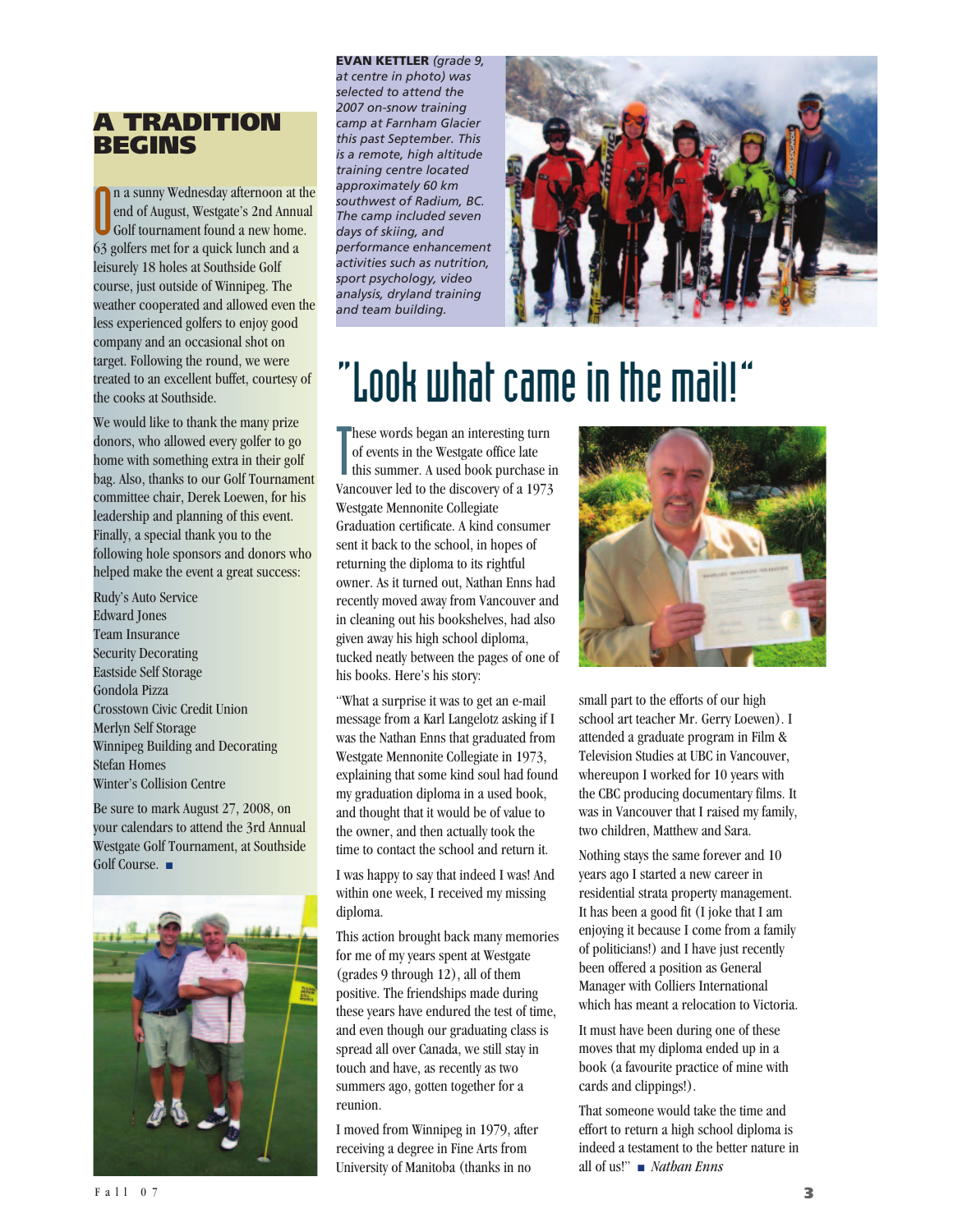## A TRADITION BEGINS

On a sunny Wednesday afternoon at the end of August, Westgate's 2nd Annual Golf tournament found a new home. 63 golfers met for a quick lunch and a leisurely 18 holes at Southside Golf course, just outside of Winnipeg. The weather cooperated and allowed even the less experienced golfers to enjoy good company and an occasional shot on target. Following the round, we were treated to an excellent buffet, courtesy of the cooks at Southside.

We would like to thank the many prize donors, who allowed every golfer to go home with something extra in their golf bag. Also, thanks to our Golf Tournament committee chair, Derek Loewen, for his leadership and planning of this event. Finally, a special thank you to the following hole sponsors and donors who helped make the event a great success:

Rudy's Auto Service
Edward Jones
Team Insurance
Security Decorating
Eastside Self Storage
Gondola Pizza
Crosstown Civic Credit Union
Merlyn Self Storage
Winnipeg Building and Decorating
Stefan Homes
Winter's Collision Centre

Be sure to mark August 27, 2008, on your calendars to attend the 3rd Annual Westgate Golf Tournament, at Southside Golf Course. ■

**EVAN KETTLER** *(grade 9, at centre in photo) was selected to attend the 2007 on-snow training camp at Farnham Glacier this past September. This is a remote, high altitude training centre located approximately 60 km southwest of Radium, BC. The camp included seven days of skiing, and performance enhancement activities such as nutrition, sport psychology, video analysis, dryland training and team building.*

## "Look what came in the mail!"

These words began an interesting turn of events in the Westgate office late this summer. A used book purchase in Vancouver led to the discovery of a 1973 Westgate Mennonite Collegiate Graduation certificate. A kind consumer sent it back to the school, in hopes of returning the diploma to its rightful owner. As it turned out, Nathan Enns had recently moved away from Vancouver and in cleaning out his bookshelves, had also given away his high school diploma, tucked neatly between the pages of one of his books. Here's his story:

"What a surprise it was to get an e-mail message from a Karl Langelotz asking if I was the Nathan Enns that graduated from Westgate Mennonite Collegiate in 1973, explaining that some kind soul had found my graduation diploma in a used book, and thought that it would be of value to the owner, and then actually took the time to contact the school and return it.

I was happy to say that indeed I was! And within one week, I received my missing diploma.

This action brought back many memories for me of my years spent at Westgate (grades 9 through 12), all of them positive. The friendships made during these years have endured the test of time, and even though our graduating class is spread all over Canada, we still stay in touch and have, as recently as two summers ago, gotten together for a reunion.

I moved from Winnipeg in 1979, after receiving a degree in Fine Arts from University of Manitoba (thanks in no small part to the efforts of our high school art teacher Mr. Gerry Loewen). I attended a graduate program in Film & Television Studies at UBC in Vancouver, whereupon I worked for 10 years with the CBC producing documentary films. It was in Vancouver that I raised my family, two children, Matthew and Sara.

Nothing stays the same forever and 10 years ago I started a new career in residential strata property management. It has been a good fit (I joke that I am enjoying it because I come from a family of politicians!) and I have just recently been offered a position as General Manager with Colliers International which has meant a relocation to Victoria.

It must have been during one of these moves that my diploma ended up in a book (a favourite practice of mine with cards and clippings!).

That someone would take the time and effort to return a high school diploma is indeed a testament to the better nature in all of us!" ■ *Nathan Enns*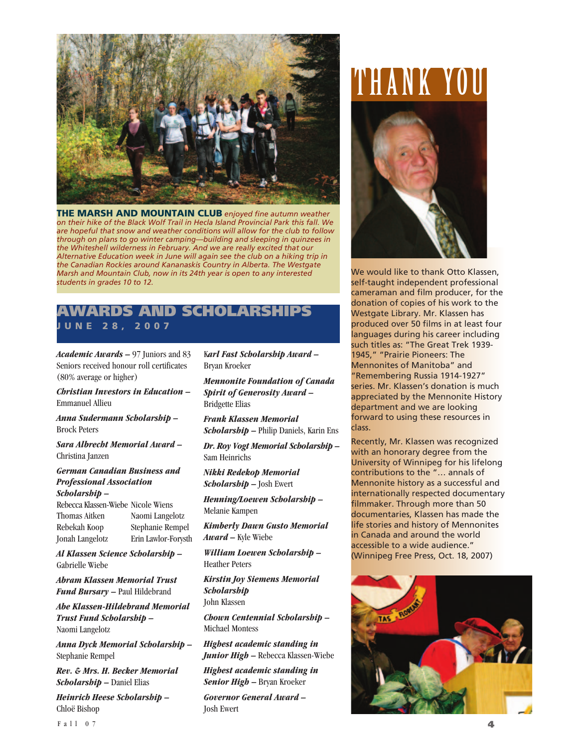**THE MARSH AND MOUNTAIN CLUB** *enjoyed fine autumn weather on their hike of the Black Wolf Trail in Hecla Island Provincial Park this fall. We are hopeful that snow and weather conditions will allow for the club to follow through on plans to go winter camping—building and sleeping in quinzees in the Whiteshell wilderness in February. And we are really excited that our Alternative Education week in June will again see the club on a hiking trip in the Canadian Rockies around Kananaskis Country in Alberta. The Westgate Marsh and Mountain Club, now in its 24th year is open to any interested students in grades 10 to 12.*

## AWARDS AND SCHOLARSHIPS

JUNE 28, 2007

***Academic Awards*** – 97 Juniors and 83 Seniors received honour roll certificates (80% average or higher)

***Christian Investors in Education*** – Emmanuel Allieu

***Anna Sudermann Scholarship*** – Brock Peters

***Sara Albrecht Memorial Award*** – Christina Janzen

***German Canadian Business and Professional Association Scholarship*** –

| | |
|---|---|
| Rebecca Klassen-Wiebe | Nicole Wiens |
| Thomas Aitken | Naomi Langelotz |
| Rebekah Koop | Stephanie Rempel |
| Jonah Langelotz | Erin Lawlor-Forysth |

***Al Klassen Science Scholarship*** – Gabrielle Wiebe

***Abram Klassen Memorial Trust Fund Bursary*** – Paul Hildebrand

***Abe Klassen-Hildebrand Memorial Trust Fund Scholarship*** – Naomi Langelotz

***Anna Dyck Memorial Scholarship*** – Stephanie Rempel

***Rev. & Mrs. H. Becker Memorial Scholarship*** – Daniel Elias

***Heinrich Heese Scholarship*** – Chloë Bishop

***Karl Fast Scholarship Award*** – Bryan Kroeker

***Mennonite Foundation of Canada Spirit of Generosity Award*** – Bridgette Elias

***Frank Klassen Memorial Scholarship*** – Philip Daniels, Karin Ens

***Dr. Roy Vogt Memorial Scholarship*** – Sam Heinrichs

***Nikki Redekop Memorial Scholarship*** – Josh Ewert

***Henning/Loewen Scholarship*** – Melanie Kampen

***Kimberly Dawn Gusto Memorial Award*** – Kyle Wiebe

***William Loewen Scholarship*** – Heather Peters

***Kirstin Joy Siemens Memorial Scholarship*** John Klassen

***Chown Centennial Scholarship*** – Michael Montess

***Highest academic standing in Junior High*** – Rebecca Klassen-Wiebe

***Highest academic standing in Senior High*** – Bryan Kroeker

***Governor General Award*** – Josh Ewert

# THANK YOU

We would like to thank Otto Klassen, self-taught independent professional cameraman and film producer, for the donation of copies of his work to the Westgate Library. Mr. Klassen has produced over 50 films in at least four languages during his career including such titles as: "The Great Trek 1939-1945," "Prairie Pioneers: The Mennonites of Manitoba" and "Remembering Russia 1914-1927" series. Mr. Klassen's donation is much appreciated by the Mennonite History department and we are looking forward to using these resources in class.

Recently, Mr. Klassen was recognized with an honorary degree from the University of Winnipeg for his lifelong contributions to the "… annals of Mennonite history as a successful and internationally respected documentary filmmaker. Through more than 50 documentaries, Klassen has made the life stories and history of Mennonites in Canada and around the world accessible to a wide audience." (Winnipeg Free Press, Oct. 18, 2007)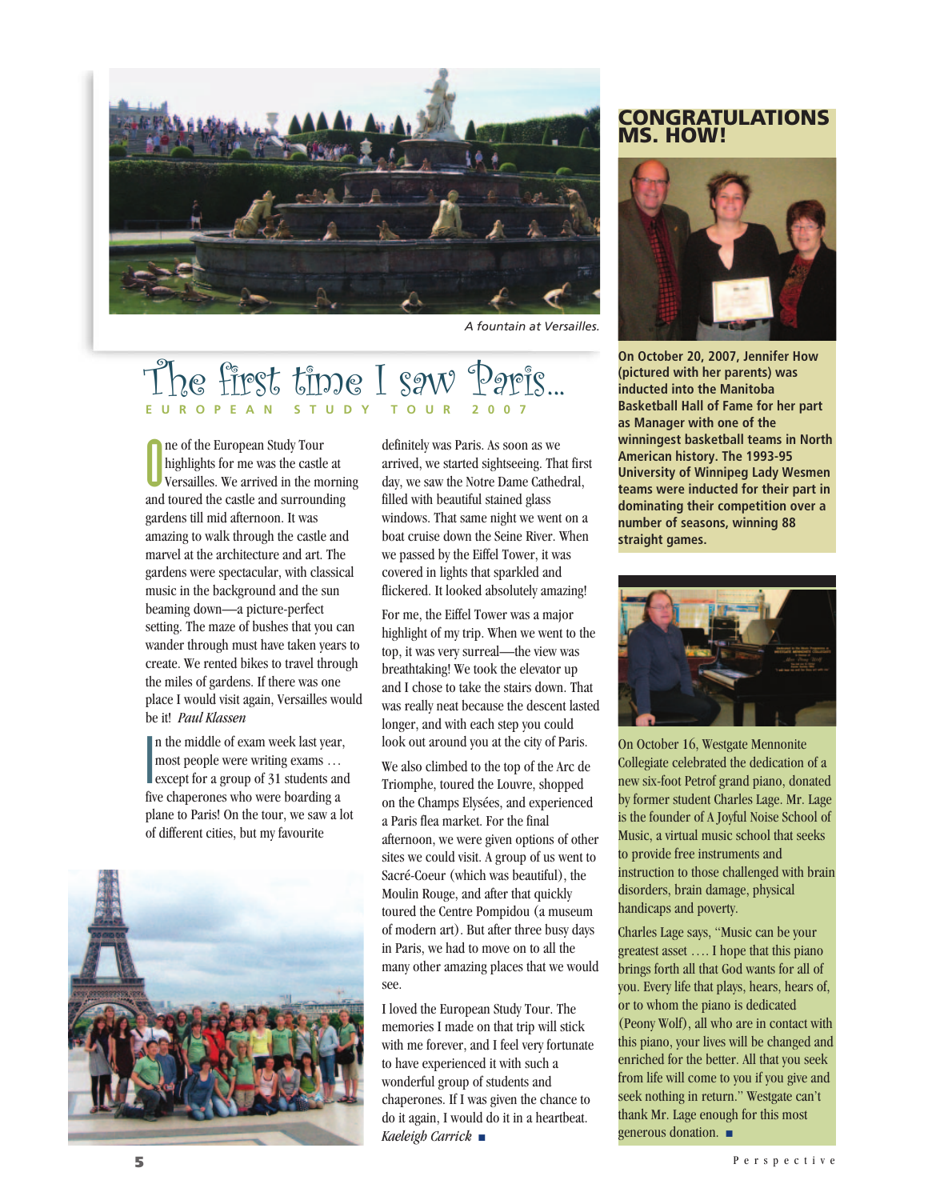A fountain at Versailles.

# The first time I saw Paris...

EUROPEAN STUDY TOUR 2007

One of the European Study Tour highlights for me was the castle at Versailles. We arrived in the morning and toured the castle and surrounding gardens till mid afternoon. It was amazing to walk through the castle and marvel at the architecture and art. The gardens were spectacular, with classical music in the background and the sun beaming down—a picture-perfect setting. The maze of bushes that you can wander through must have taken years to create. We rented bikes to travel through the miles of gardens. If there was one place I would visit again, Versailles would be it! *Paul Klassen*

In the middle of exam week last year, most people were writing exams … except for a group of 31 students and five chaperones who were boarding a plane to Paris! On the tour, we saw a lot of different cities, but my favourite definitely was Paris. As soon as we arrived, we started sightseeing. That first day, we saw the Notre Dame Cathedral, filled with beautiful stained glass windows. That same night we went on a boat cruise down the Seine River. When we passed by the Eiffel Tower, it was covered in lights that sparkled and flickered. It looked absolutely amazing!

For me, the Eiffel Tower was a major highlight of my trip. When we went to the top, it was very surreal—the view was breathtaking! We took the elevator up and I chose to take the stairs down. That was really neat because the descent lasted longer, and with each step you could look out around you at the city of Paris.

We also climbed to the top of the Arc de Triomphe, toured the Louvre, shopped on the Champs Elysées, and experienced a Paris flea market. For the final afternoon, we were given options of other sites we could visit. A group of us went to Sacré-Coeur (which was beautiful), the Moulin Rouge, and after that quickly toured the Centre Pompidou (a museum of modern art). But after three busy days in Paris, we had to move on to all the many other amazing places that we would see.

I loved the European Study Tour. The memories I made on that trip will stick with me forever, and I feel very fortunate to have experienced it with such a wonderful group of students and chaperones. If I was given the chance to do it again, I would do it in a heartbeat. *Kaeleigh Carrick* ■

## CONGRATULATIONS MS. HOW!

**On October 20, 2007, Jennifer How (pictured with her parents) was inducted into the Manitoba Basketball Hall of Fame for her part as Manager with one of the winningest basketball teams in North American history. The 1993-95 University of Winnipeg Lady Wesmen teams were inducted for their part in dominating their competition over a number of seasons, winning 88 straight games.**

On October 16, Westgate Mennonite Collegiate celebrated the dedication of a new six-foot Petrof grand piano, donated by former student Charles Lage. Mr. Lage is the founder of A Joyful Noise School of Music, a virtual music school that seeks to provide free instruments and instruction to those challenged with brain disorders, brain damage, physical handicaps and poverty.

Charles Lage says, "Music can be your greatest asset …. I hope that this piano brings forth all that God wants for all of you. Every life that plays, hears, hears of, or to whom the piano is dedicated (Peony Wolf), all who are in contact with this piano, your lives will be changed and enriched for the better. All that you seek from life will come to you if you give and seek nothing in return." Westgate can't thank Mr. Lage enough for this most generous donation. ■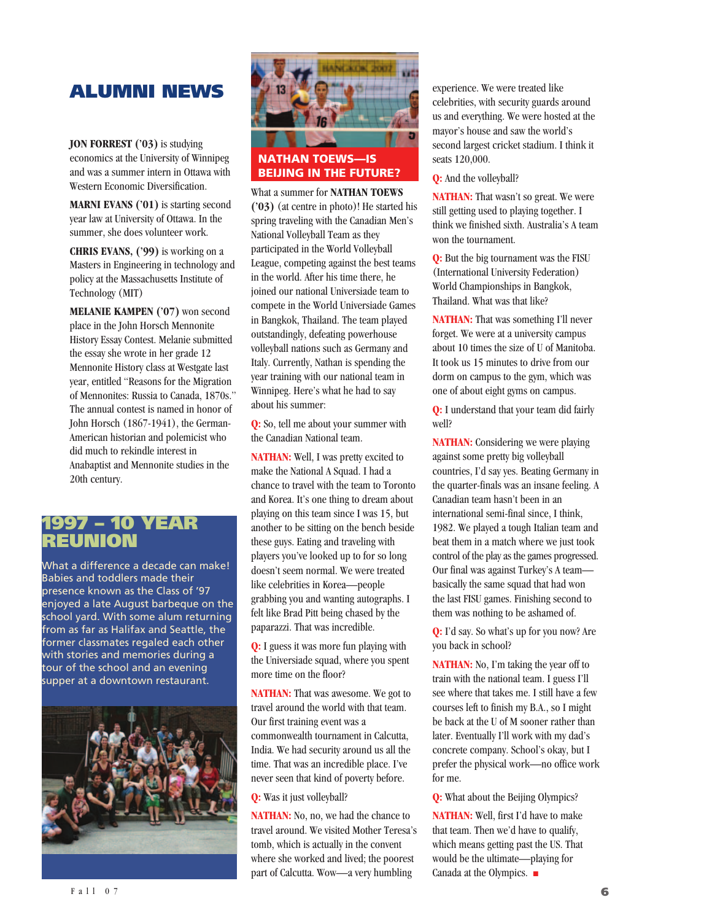# ALUMNI NEWS

**JON FORREST ('03)** is studying economics at the University of Winnipeg and was a summer intern in Ottawa with Western Economic Diversification.

**MARNI EVANS ('01)** is starting second year law at University of Ottawa. In the summer, she does volunteer work.

**CHRIS EVANS, ('99)** is working on a Masters in Engineering in technology and policy at the Massachusetts Institute of Technology (MIT)

**MELANIE KAMPEN ('07)** won second place in the John Horsch Mennonite History Essay Contest. Melanie submitted the essay she wrote in her grade 12 Mennonite History class at Westgate last year, entitled "Reasons for the Migration of Mennonites: Russia to Canada, 1870s." The annual contest is named in honor of John Horsch (1867-1941), the German-American historian and polemicist who did much to rekindle interest in Anabaptist and Mennonite studies in the 20th century.

## 1997 – 10 YEAR REUNION

What a difference a decade can make! Babies and toddlers made their presence known as the Class of '97 enjoyed a late August barbeque on the school yard. With some alum returning from as far as Halifax and Seattle, the former classmates regaled each other with stories and memories during a tour of the school and an evening supper at a downtown restaurant.

## NATHAN TOEWS—IS BEIJING IN THE FUTURE?

What a summer for **NATHAN TOEWS ('03)** (at centre in photo)! He started his spring traveling with the Canadian Men's National Volleyball Team as they participated in the World Volleyball League, competing against the best teams in the world. After his time there, he joined our national Universiade team to compete in the World Universiade Games in Bangkok, Thailand. The team played outstandingly, defeating powerhouse volleyball nations such as Germany and Italy. Currently, Nathan is spending the year training with our national team in Winnipeg. Here's what he had to say about his summer:

**Q:** So, tell me about your summer with the Canadian National team.

**NATHAN:** Well, I was pretty excited to make the National A Squad. I had a chance to travel with the team to Toronto and Korea. It's one thing to dream about playing on this team since I was 15, but another to be sitting on the bench beside these guys. Eating and traveling with players you've looked up to for so long doesn't seem normal. We were treated like celebrities in Korea—people grabbing you and wanting autographs. I felt like Brad Pitt being chased by the paparazzi. That was incredible.

**Q:** I guess it was more fun playing with the Universiade squad, where you spent more time on the floor?

**NATHAN:** That was awesome. We got to travel around the world with that team. Our first training event was a commonwealth tournament in Calcutta, India. We had security around us all the time. That was an incredible place. I've never seen that kind of poverty before.

**Q:** Was it just volleyball?

**NATHAN:** No, no, we had the chance to travel around. We visited Mother Teresa's tomb, which is actually in the convent where she worked and lived; the poorest part of Calcutta. Wow—a very humbling experience. We were treated like celebrities, with security guards around us and everything. We were hosted at the mayor's house and saw the world's second largest cricket stadium. I think it seats 120,000.

**Q:** And the volleyball?

**NATHAN:** That wasn't so great. We were still getting used to playing together. I think we finished sixth. Australia's A team won the tournament.

**Q:** But the big tournament was the FISU (International University Federation) World Championships in Bangkok, Thailand. What was that like?

**NATHAN:** That was something I'll never forget. We were at a university campus about 10 times the size of U of Manitoba. It took us 15 minutes to drive from our dorm on campus to the gym, which was one of about eight gyms on campus.

**Q:** I understand that your team did fairly well?

**NATHAN:** Considering we were playing against some pretty big volleyball countries, I'd say yes. Beating Germany in the quarter-finals was an insane feeling. A Canadian team hasn't been in an international semi-final since, I think, 1982. We played a tough Italian team and beat them in a match where we just took control of the play as the games progressed. Our final was against Turkey's A team—basically the same squad that had won the last FISU games. Finishing second to them was nothing to be ashamed of.

**Q:** I'd say. So what's up for you now? Are you back in school?

**NATHAN:** No, I'm taking the year off to train with the national team. I guess I'll see where that takes me. I still have a few courses left to finish my B.A., so I might be back at the U of M sooner rather than later. Eventually I'll work with my dad's concrete company. School's okay, but I prefer the physical work—no office work for me.

**Q:** What about the Beijing Olympics?

**NATHAN:** Well, first I'd have to make that team. Then we'd have to qualify, which means getting past the US. That would be the ultimate—playing for Canada at the Olympics. ■